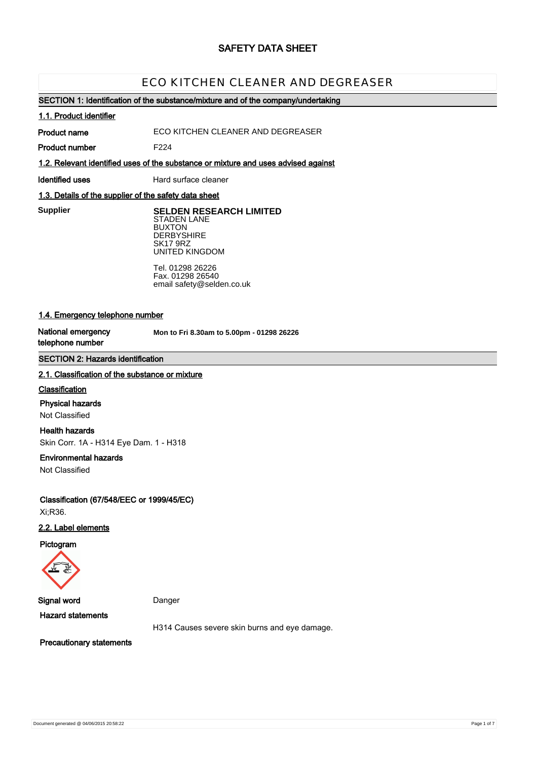# SAFETY DATA SHEET

## ECO KITCHEN CLEANER AND DEGREASER

### SECTION 1: Identification of the substance/mixture and of the company/undertaking

**1.1. Product identifier**

**Product name** ECO KITCHEN CLEANER AND DEGREASER

**Product number** F224

**1.2. Relevant identified uses of the substance or mixture and uses advised against**

**Identified uses** Hard surface cleaner

**1.3. Details of the supplier of the safety data sheet**

**Supplier**

**SELDEN RESEARCH LIMITED**
STADEN LANE
BUXTON
DERBYSHIRE
SK17 9RZ
UNITED KINGDOM

Tel. 01298 26226
Fax. 01298 26540
email safety@selden.co.uk

**1.4. Emergency telephone number**

**National emergency telephone number** **Mon to Fri 8.30am to 5.00pm - 01298 26226**

### SECTION 2: Hazards identification

**2.1. Classification of the substance or mixture**

**Classification**

**Physical hazards**
Not Classified

**Health hazards**
Skin Corr. 1A - H314 Eye Dam. 1 - H318

**Environmental hazards**
Not Classified

**Classification (67/548/EEC or 1999/45/EC)**
Xi;R36.

**2.2. Label elements**

**Pictogram**

**Signal word** Danger

**Hazard statements**

H314 Causes severe skin burns and eye damage.

**Precautionary statements**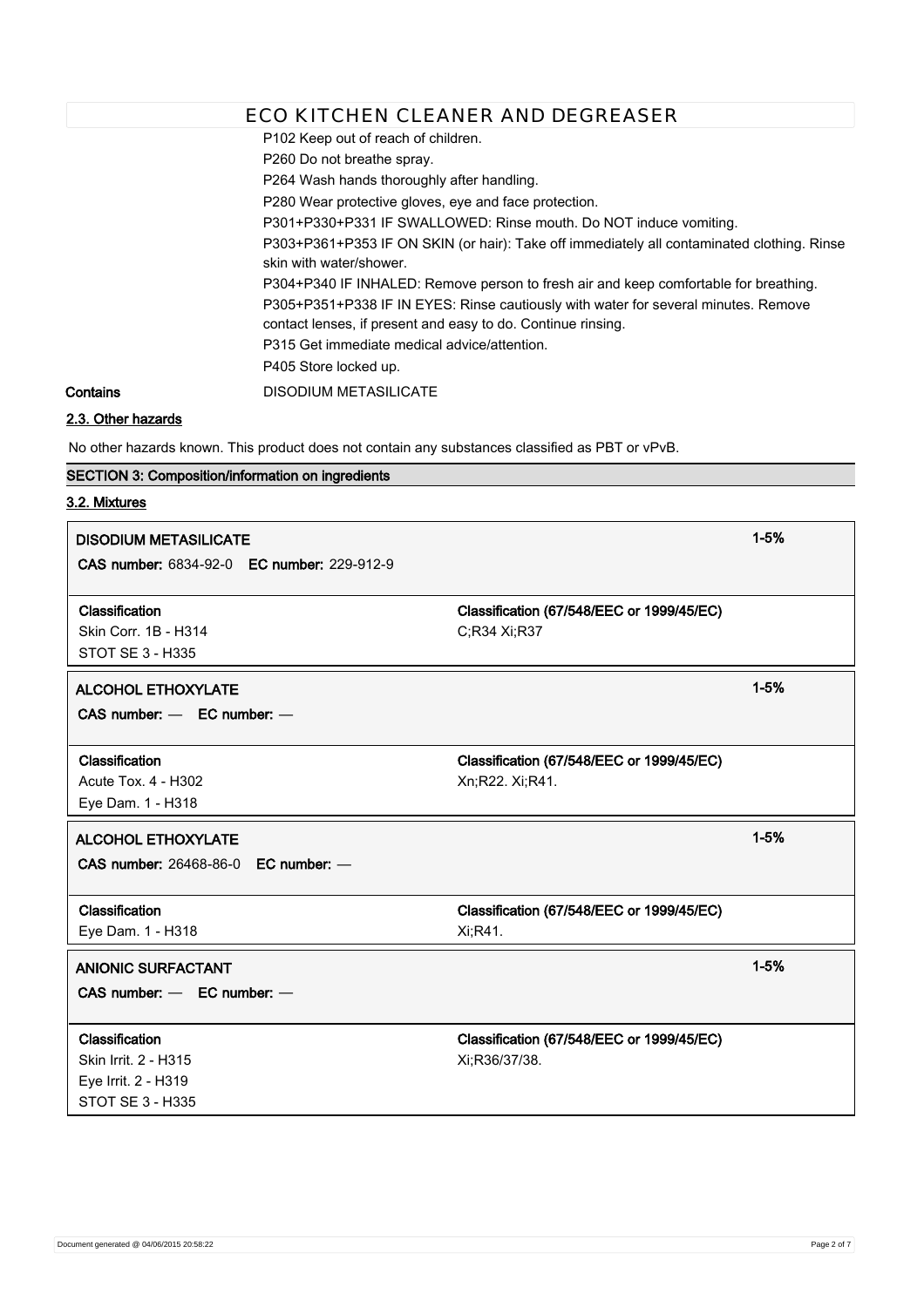P102 Keep out of reach of children.

P260 Do not breathe spray.

P264 Wash hands thoroughly after handling.

P280 Wear protective gloves, eye and face protection.

P301+P330+P331 IF SWALLOWED: Rinse mouth. Do NOT induce vomiting.

P303+P361+P353 IF ON SKIN (or hair): Take off immediately all contaminated clothing. Rinse skin with water/shower.

P304+P340 IF INHALED: Remove person to fresh air and keep comfortable for breathing.

P305+P351+P338 IF IN EYES: Rinse cautiously with water for several minutes. Remove contact lenses, if present and easy to do. Continue rinsing.

P315 Get immediate medical advice/attention.

P405 Store locked up.

**Contains** DISODIUM METASILICATE

### 2.3. Other hazards

No other hazards known. This product does not contain any substances classified as PBT or vPvB.

## SECTION 3: Composition/information on ingredients

### 3.2. Mixtures

| **DISODIUM METASILICATE** | | **1-5%** |
|---|---|---|
| **CAS number:** 6834-92-0 **EC number:** 229-912-9 | | |
| **Classification** | **Classification (67/548/EEC or 1999/45/EC)** | |
| Skin Corr. 1B - H314<br>STOT SE 3 - H335 | C;R34 Xi;R37 | |

| **ALCOHOL ETHOXYLATE** | | **1-5%** |
|---|---|---|
| **CAS number:** — **EC number:** — | | |
| **Classification** | **Classification (67/548/EEC or 1999/45/EC)** | |
| Acute Tox. 4 - H302<br>Eye Dam. 1 - H318 | Xn;R22. Xi;R41. | |

| **ALCOHOL ETHOXYLATE** | | **1-5%** |
|---|---|---|
| **CAS number:** 26468-86-0 **EC number:** — | | |
| **Classification** | **Classification (67/548/EEC or 1999/45/EC)** | |
| Eye Dam. 1 - H318 | Xi;R41. | |

| **ANIONIC SURFACTANT** | | **1-5%** |
|---|---|---|
| **CAS number:** — **EC number:** — | | |
| **Classification** | **Classification (67/548/EEC or 1999/45/EC)** | |
| Skin Irrit. 2 - H315<br>Eye Irrit. 2 - H319<br>STOT SE 3 - H335 | Xi;R36/37/38. | |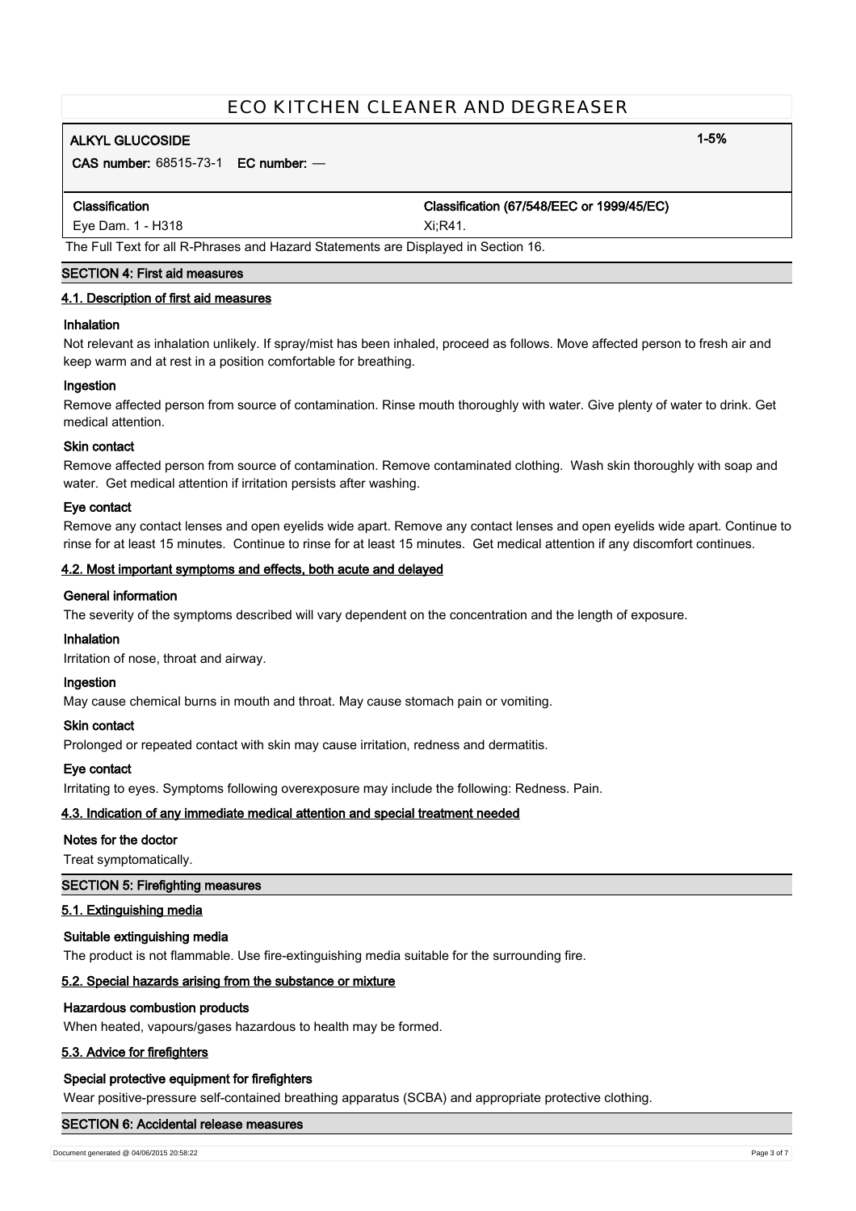## ECO KITCHEN CLEANER AND DEGREASER

| **ALKYL GLUCOSIDE** | **1-5%** |
|---|---|
| **CAS number:** 68515-73-1 **EC number:** — | |
| **Classification** | **Classification (67/548/EEC or 1999/45/EC)** |
| Eye Dam. 1 - H318 | Xi;R41. |

The Full Text for all R-Phrases and Hazard Statements are Displayed in Section 16.

### SECTION 4: First aid measures

#### 4.1. Description of first aid measures

**Inhalation**

Not relevant as inhalation unlikely. If spray/mist has been inhaled, proceed as follows. Move affected person to fresh air and keep warm and at rest in a position comfortable for breathing.

**Ingestion**

Remove affected person from source of contamination. Rinse mouth thoroughly with water. Give plenty of water to drink. Get medical attention.

**Skin contact**

Remove affected person from source of contamination. Remove contaminated clothing. Wash skin thoroughly with soap and water. Get medical attention if irritation persists after washing.

**Eye contact**

Remove any contact lenses and open eyelids wide apart. Remove any contact lenses and open eyelids wide apart. Continue to rinse for at least 15 minutes. Continue to rinse for at least 15 minutes. Get medical attention if any discomfort continues.

#### 4.2. Most important symptoms and effects, both acute and delayed

**General information**

The severity of the symptoms described will vary dependent on the concentration and the length of exposure.

**Inhalation**

Irritation of nose, throat and airway.

**Ingestion**

May cause chemical burns in mouth and throat. May cause stomach pain or vomiting.

**Skin contact**

Prolonged or repeated contact with skin may cause irritation, redness and dermatitis.

**Eye contact**

Irritating to eyes. Symptoms following overexposure may include the following: Redness. Pain.

#### 4.3. Indication of any immediate medical attention and special treatment needed

**Notes for the doctor**

Treat symptomatically.

### SECTION 5: Firefighting measures

#### 5.1. Extinguishing media

**Suitable extinguishing media**

The product is not flammable. Use fire-extinguishing media suitable for the surrounding fire.

#### 5.2. Special hazards arising from the substance or mixture

**Hazardous combustion products**

When heated, vapours/gases hazardous to health may be formed.

#### 5.3. Advice for firefighters

**Special protective equipment for firefighters**

Wear positive-pressure self-contained breathing apparatus (SCBA) and appropriate protective clothing.

### SECTION 6: Accidental release measures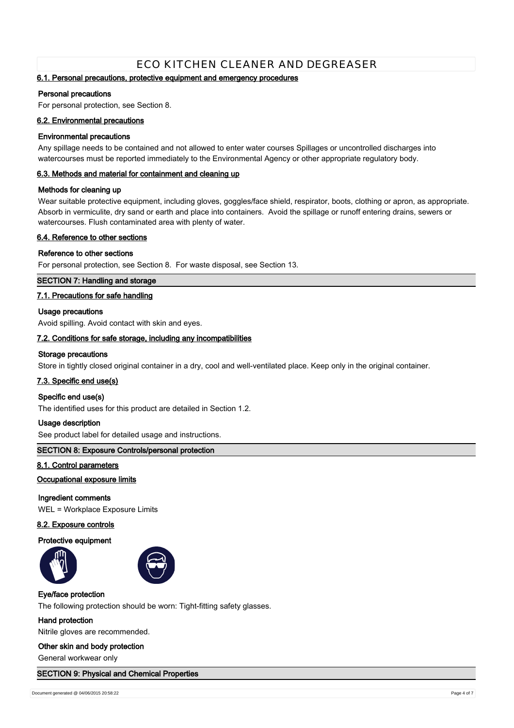#### 6.1. Personal precautions, protective equipment and emergency procedures

**Personal precautions**

For personal protection, see Section 8.

#### 6.2. Environmental precautions

**Environmental precautions**

Any spillage needs to be contained and not allowed to enter water courses Spillages or uncontrolled discharges into watercourses must be reported immediately to the Environmental Agency or other appropriate regulatory body.

#### 6.3. Methods and material for containment and cleaning up

**Methods for cleaning up**

Wear suitable protective equipment, including gloves, goggles/face shield, respirator, boots, clothing or apron, as appropriate. Absorb in vermiculite, dry sand or earth and place into containers. Avoid the spillage or runoff entering drains, sewers or watercourses. Flush contaminated area with plenty of water.

#### 6.4. Reference to other sections

**Reference to other sections**

For personal protection, see Section 8. For waste disposal, see Section 13.

## SECTION 7: Handling and storage

#### 7.1. Precautions for safe handling

**Usage precautions**

Avoid spilling. Avoid contact with skin and eyes.

#### 7.2. Conditions for safe storage, including any incompatibilities

**Storage precautions**

Store in tightly closed original container in a dry, cool and well-ventilated place. Keep only in the original container.

#### 7.3. Specific end use(s)

**Specific end use(s)**

The identified uses for this product are detailed in Section 1.2.

**Usage description**

See product label for detailed usage and instructions.

## SECTION 8: Exposure Controls/personal protection

#### 8.1. Control parameters

#### Occupational exposure limits

**Ingredient comments**

WEL = Workplace Exposure Limits

#### 8.2. Exposure controls

**Protective equipment**

**Eye/face protection**

The following protection should be worn: Tight-fitting safety glasses.

**Hand protection**

Nitrile gloves are recommended.

**Other skin and body protection**

General workwear only

## SECTION 9: Physical and Chemical Properties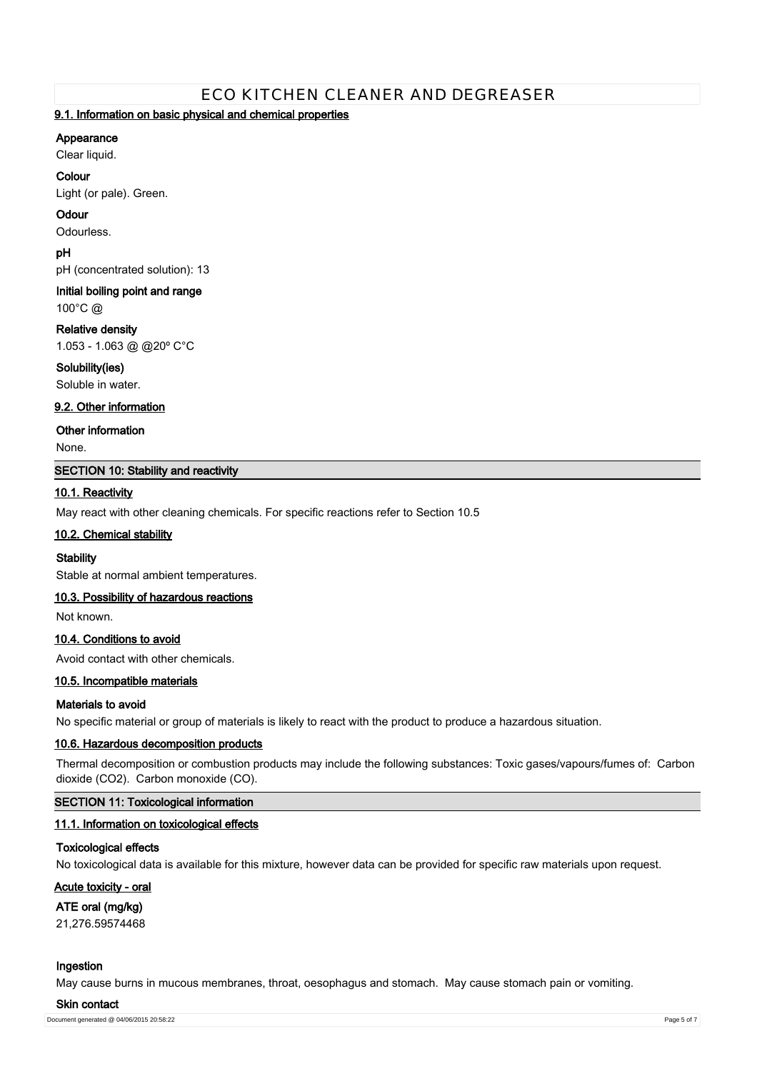### 9.1. Information on basic physical and chemical properties

**Appearance**

Clear liquid.

**Colour**

Light (or pale). Green.

**Odour**

Odourless.

**pH**

pH (concentrated solution): 13

**Initial boiling point and range**

100°C @

**Relative density**

1.053 - 1.063 @ @20º C°C

**Solubility(ies)**

Soluble in water.

### 9.2. Other information

**Other information**

None.

## SECTION 10: Stability and reactivity

### 10.1. Reactivity

May react with other cleaning chemicals. For specific reactions refer to Section 10.5

### 10.2. Chemical stability

**Stability**

Stable at normal ambient temperatures.

### 10.3. Possibility of hazardous reactions

Not known.

### 10.4. Conditions to avoid

Avoid contact with other chemicals.

### 10.5. Incompatible materials

**Materials to avoid**

No specific material or group of materials is likely to react with the product to produce a hazardous situation.

### 10.6. Hazardous decomposition products

Thermal decomposition or combustion products may include the following substances: Toxic gases/vapours/fumes of: Carbon dioxide ($CO_2$). Carbon monoxide (CO).

## SECTION 11: Toxicological information

### 11.1. Information on toxicological effects

**Toxicological effects**

No toxicological data is available for this mixture, however data can be provided for specific raw materials upon request.

**Acute toxicity - oral**

**ATE oral (mg/kg)**

21,276.59574468

**Ingestion**

May cause burns in mucous membranes, throat, oesophagus and stomach. May cause stomach pain or vomiting.

**Skin contact**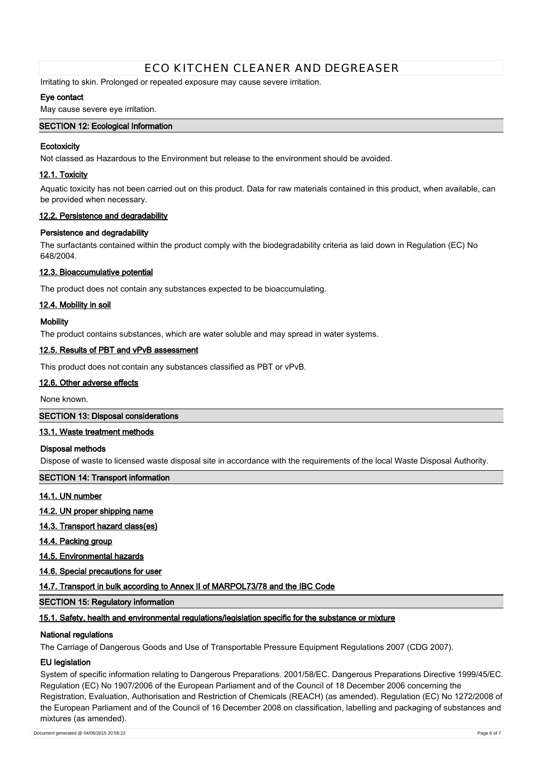Irritating to skin. Prolonged or repeated exposure may cause severe irritation.

**Eye contact**

May cause severe eye irritation.

## SECTION 12: Ecological Information

**Ecotoxicity**

Not classed as Hazardous to the Environment but release to the environment should be avoided.

### 12.1. Toxicity

Aquatic toxicity has not been carried out on this product. Data for raw materials contained in this product, when available, can be provided when necessary.

### 12.2. Persistence and degradability

**Persistence and degradability**

The surfactants contained within the product comply with the biodegradability criteria as laid down in Regulation (EC) No 648/2004.

### 12.3. Bioaccumulative potential

The product does not contain any substances expected to be bioaccumulating.

### 12.4. Mobility in soil

**Mobility**

The product contains substances, which are water soluble and may spread in water systems.

### 12.5. Results of PBT and vPvB assessment

This product does not contain any substances classified as PBT or vPvB.

### 12.6. Other adverse effects

None known.

## SECTION 13: Disposal considerations

### 13.1. Waste treatment methods

**Disposal methods**

Dispose of waste to licensed waste disposal site in accordance with the requirements of the local Waste Disposal Authority.

## SECTION 14: Transport information

### 14.1. UN number

### 14.2. UN proper shipping name

### 14.3. Transport hazard class(es)

### 14.4. Packing group

### 14.5. Environmental hazards

### 14.6. Special precautions for user

### 14.7. Transport in bulk according to Annex II of MARPOL73/78 and the IBC Code

## SECTION 15: Regulatory information

### 15.1. Safety, health and environmental regulations/legislation specific for the substance or mixture

**National regulations**

The Carriage of Dangerous Goods and Use of Transportable Pressure Equipment Regulations 2007 (CDG 2007).

**EU legislation**

System of specific information relating to Dangerous Preparations. 2001/58/EC. Dangerous Preparations Directive 1999/45/EC. Regulation (EC) No 1907/2006 of the European Parliament and of the Council of 18 December 2006 concerning the Registration, Evaluation, Authorisation and Restriction of Chemicals (REACH) (as amended). Regulation (EC) No 1272/2008 of the European Parliament and of the Council of 16 December 2008 on classification, labelling and packaging of substances and mixtures (as amended).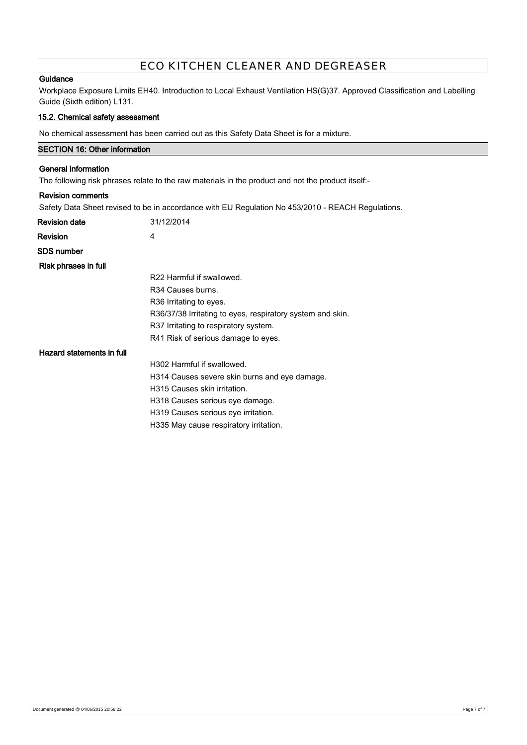### Guidance

Workplace Exposure Limits EH40. Introduction to Local Exhaust Ventilation HS(G)37. Approved Classification and Labelling Guide (Sixth edition) L131.

### 15.2. Chemical safety assessment

No chemical assessment has been carried out as this Safety Data Sheet is for a mixture.

## SECTION 16: Other information

### General information

The following risk phrases relate to the raw materials in the product and not the product itself:-

### Revision comments

Safety Data Sheet revised to be in accordance with EU Regulation No 453/2010 - REACH Regulations.

**Revision date** 31/12/2014

**Revision** 4

**SDS number**

**Risk phrases in full**

R22 Harmful if swallowed.
R34 Causes burns.
R36 Irritating to eyes.
R36/37/38 Irritating to eyes, respiratory system and skin.
R37 Irritating to respiratory system.
R41 Risk of serious damage to eyes.

**Hazard statements in full**

H302 Harmful if swallowed.
H314 Causes severe skin burns and eye damage.
H315 Causes skin irritation.
H318 Causes serious eye damage.
H319 Causes serious eye irritation.
H335 May cause respiratory irritation.